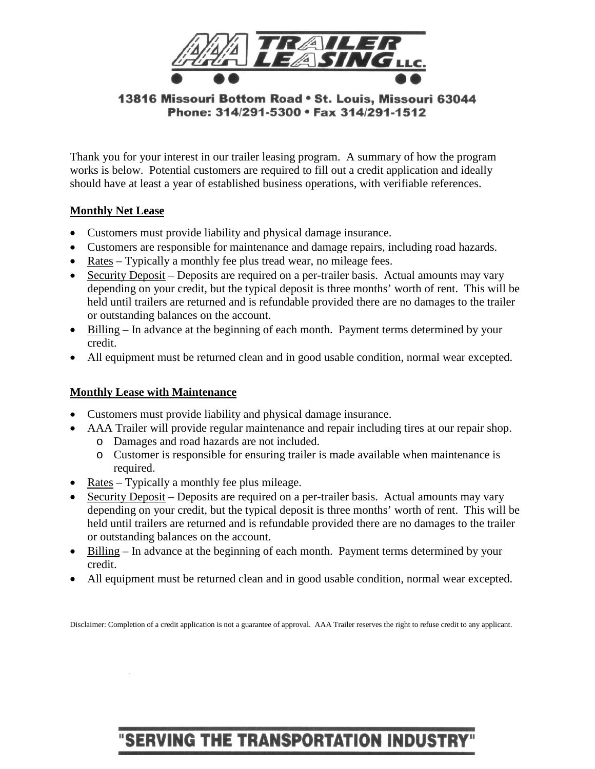# AAA TRAILER LEASING LLC.

**13816 Missouri Bottom Road • St. Louis, Missouri 63044**
**Phone: 314/291-5300 • Fax 314/291-1512**

Thank you for your interest in our trailer leasing program. A summary of how the program works is below. Potential customers are required to fill out a credit application and ideally should have at least a year of established business operations, with verifiable references.

## Monthly Net Lease

- Customers must provide liability and physical damage insurance.
- Customers are responsible for maintenance and damage repairs, including road hazards.
- Rates – Typically a monthly fee plus tread wear, no mileage fees.
- Security Deposit – Deposits are required on a per-trailer basis. Actual amounts may vary depending on your credit, but the typical deposit is three months' worth of rent. This will be held until trailers are returned and is refundable provided there are no damages to the trailer or outstanding balances on the account.
- Billing – In advance at the beginning of each month. Payment terms determined by your credit.
- All equipment must be returned clean and in good usable condition, normal wear excepted.

## Monthly Lease with Maintenance

- Customers must provide liability and physical damage insurance.
- AAA Trailer will provide regular maintenance and repair including tires at our repair shop.
  - Damages and road hazards are not included.
  - Customer is responsible for ensuring trailer is made available when maintenance is required.
- Rates – Typically a monthly fee plus mileage.
- Security Deposit – Deposits are required on a per-trailer basis. Actual amounts may vary depending on your credit, but the typical deposit is three months' worth of rent. This will be held until trailers are returned and is refundable provided there are no damages to the trailer or outstanding balances on the account.
- Billing – In advance at the beginning of each month. Payment terms determined by your credit.
- All equipment must be returned clean and in good usable condition, normal wear excepted.

Disclaimer: Completion of a credit application is not a guarantee of approval. AAA Trailer reserves the right to refuse credit to any applicant.

**"SERVING THE TRANSPORTATION INDUSTRY"**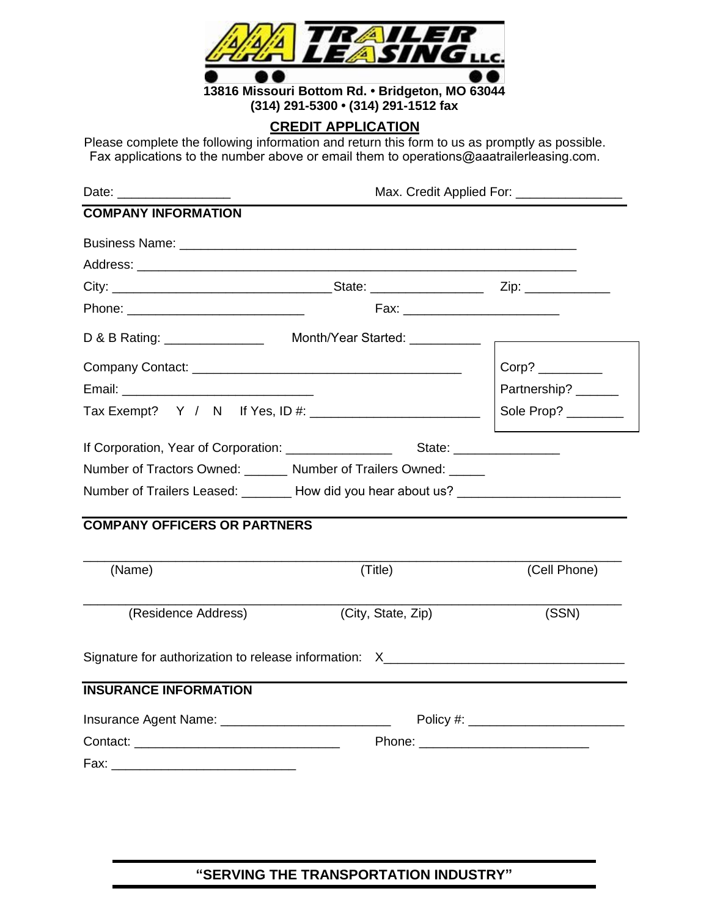**AAA TRAILER LEASING LLC.**

**13816 Missouri Bottom Rd. • Bridgeton, MO 63044**
**(314) 291-5300 • (314) 291-1512 fax**

## CREDIT APPLICATION

Please complete the following information and return this form to us as promptly as possible. Fax applications to the number above or email them to operations@aaatrailerleasing.com.

Date: ________________ Max. Credit Applied For: _______________

**COMPANY INFORMATION**

Business Name: ___________________________________________________________

Address: ________________________________________________________________

City: ________________________________ State: ________________ Zip: ____________

Phone: _________________________ Fax: ______________________

D & B Rating: ______________ Month/Year Started: __________

Company Contact: ________________________________________

Email: ___________________________

Tax Exempt? Y / N If Yes, ID #: _______________________

Corp? _________

Partnership? ______

Sole Prop? ________

If Corporation, Year of Corporation: _______________ State: _______________

Number of Tractors Owned: ______ Number of Trailers Owned: _____

Number of Trailers Leased: _______ How did you hear about us? ______________________

**COMPANY OFFICERS OR PARTNERS**

______________________________________________________________________________
(Name) (Title) (Cell Phone)

______________________________________________________________________________
(Residence Address) (City, State, Zip) (SSN)

Signature for authorization to release information: X_________________________________

**INSURANCE INFORMATION**

Insurance Agent Name: ________________________ Policy #: _____________________

Contact: ______________________________ Phone: ________________________

Fax: __________________________

**"SERVING THE TRANSPORTATION INDUSTRY"**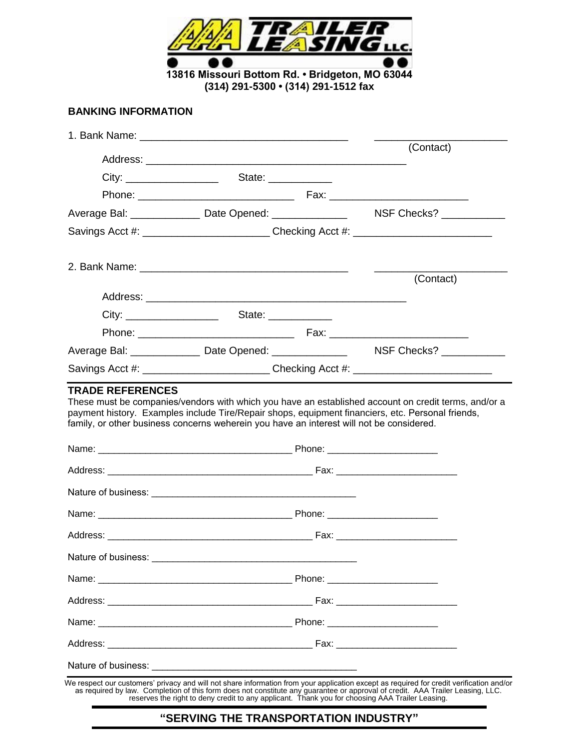**AAA TRAILER LEASING LLC.**

**13816 Missouri Bottom Rd. • Bridgeton, MO 63044**
**(314) 291-5300 • (314) 291-1512 fax**

## BANKING INFORMATION

1. Bank Name: ___________________________________ _____________________ (Contact)

Address: ___________________________________________

City: ________________ State: ___________

Phone: ___________________________ Fax: _______________________

Average Bal: ____________ Date Opened: _____________ NSF Checks? ___________

Savings Acct #: _____________________ Checking Acct #: _______________________

2. Bank Name: ___________________________________ _____________________ (Contact)

Address: ___________________________________________

City: ________________ State: ___________

Phone: ___________________________ Fax: _______________________

Average Bal: ____________ Date Opened: _____________ NSF Checks? ___________

Savings Acct #: _____________________ Checking Acct #: _______________________

## TRADE REFERENCES

These must be companies/vendors with which you have an established account on credit terms, and/or a payment history. Examples include Tire/Repair shops, equipment financiers, etc. Personal friends, family, or other business concerns weherein you have an interest will not be considered.

Name: _________________________________ Phone: ____________________

Address: __________________________________ Fax: _____________________

Nature of business: ___________________________________

Name: _________________________________ Phone: ____________________

Address: __________________________________ Fax: _____________________

Nature of business: ___________________________________

Name: _________________________________ Phone: ____________________

Address: __________________________________ Fax: _____________________

Name: _________________________________ Phone: ____________________

Address: __________________________________ Fax: _____________________

Nature of business: ___________________________________

We respect our customers' privacy and will not share information from your application except as required for credit verification and/or as required by law. Completion of this form does not constitute any guarantee or approval of credit. AAA Trailer Leasing, LLC. reserves the right to deny credit to any applicant. Thank you for choosing AAA Trailer Leasing.

**"SERVING THE TRANSPORTATION INDUSTRY"**